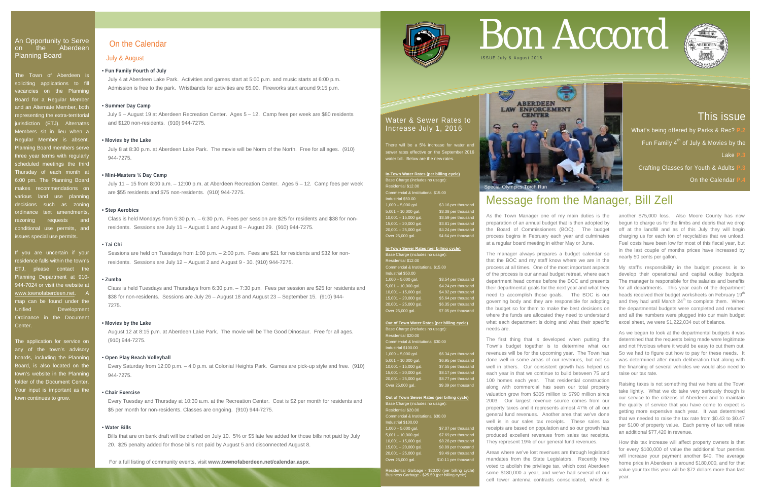# Bon Accord

ISSUE July & August 2016

## This issue

What's being offered by Parks & Rec? P.2

Fun Family 4th of July & Movies by the Lake P.3

Crafting Classes for Youth & Adults P.3

On the Calendar P.4

## An Opportunity to Serve on the Aberdeen Planning Board

The Town of Aberdeen is soliciting applications to fill vacancies on the Planning Board for a Regular Member and an Alternate Member, both representing the extra-territorial jurisdiction (ETJ). Alternates Members sit in lieu when a Regular Member is absent. Planning Board members serve three year terms with regularly scheduled meetings the third Thursday of each month at 6:00 pm. The Planning Board makes recommendations on various land use planning decisions such as zoning ordinance text amendments, rezoning requests and conditional use permits, and issues special use permits.

If you are uncertain if your residence falls within the town's ETJ, please contact the Planning Department at 910-944-7024 or visit the website at www.townofaberdeen.net. A map can be found under the Unified Development Ordinance in the Document Center.

The application for service on any of the town's advisory boards, including the Planning Board, is also located on the town's website in the Planning folder of the Document Center. Your input is important as the town continues to grow.

## On the Calendar

### July & August

**• Fun Family Fourth of July**

July 4 at Aberdeen Lake Park. Activities and games start at 5:00 p.m. and music starts at 6:00 p.m. Admission is free to the park. Wristbands for activities are $5.00. Fireworks start around 9:15 p.m.

**• Summer Day Camp**

July 5 – August 19 at Aberdeen Recreation Center. Ages 5 – 12. Camp fees per week are $80 residents and $120 non-residents. (910) 944-7275.

**• Movies by the Lake**

July 8 at 8:30 p.m. at Aberdeen Lake Park. The movie will be Norm of the North. Free for all ages. (910) 944-7275.

**• Mini-Masters ½ Day Camp**

July 11 – 15 from 8:00 a.m. – 12:00 p.m. at Aberdeen Recreation Center. Ages 5 – 12. Camp fees per week are $55 residents and $75 non-residents. (910) 944-7275.

**• Step Aerobics**

Class is held Mondays from 5:30 p.m. – 6:30 p.m. Fees per session are $25 for residents and $38 for non-residents. Sessions are July 11 – August 1 and August 8 – August 29. (910) 944-7275.

**• Tai Chi**

Sessions are held on Tuesdays from 1:00 p.m. – 2:00 p.m. Fees are $21 for residents and $32 for non-residents. Sessions are July 12 – August 2 and August 9 - 30. (910) 944-7275.

**• Zumba**

Class is held Tuesdays and Thursdays from 6:30 p.m. – 7:30 p.m. Fees per session are $25 for residents and $38 for non-residents. Sessions are July 26 – August 18 and August 23 – September 15. (910) 944-7275.

**• Movies by the Lake**

August 12 at 8:15 p.m. at Aberdeen Lake Park. The movie will be The Good Dinosaur. Free for all ages. (910) 944-7275.

**• Open Play Beach Volleyball**

Every Saturday from 12:00 p.m. – 4:0 p.m. at Colonial Heights Park. Games are pick-up style and free. (910) 944-7275.

**• Chair Exercise**

Every Tuesday and Thursday at 10:30 a.m. at the Recreation Center. Cost is $2 per month for residents and $5 per month for non-residents. Classes are ongoing. (910) 944-7275.

**• Water Bills**

Bills that are on bank draft will be drafted on July 10. 5% or $5 late fee added for those bills not paid by July 20. $25 penalty added for those bills not paid by August 5 and disconnected August 8.

For a full listing of community events, visit **www.townofaberdeen.net/calendar.aspx**.

## Water & Sewer Rates to Increase July 1, 2016

There will be a 5% increase for water and sewer rates effective on the September 2016 water bill. Below are the new rates.

**In-Town Water Rates (per billing cycle)**

Base Charge (includes no usage):
Residential $12.00
Commercial & Institutional $15.00
Industrial $50.00

| Usage | Rate |
|---|---|
| 1,000 – 5,000 gal. | $3.16 per thousand |
| 5,001 – 10,000 gal. | $3.38 per thousand |
| 10,001 – 15,000 gal. | $3.59 per thousand |
| 15,001 – 20,000 gal. | $3.81 per thousand |
| 20,001 – 25,000 gal. | $4.24 per thousand |
| Over 25,000 gal. | $4.64 per thousand |

**In-Town Sewer Rates (per billing cycle)**

Base Charge (includes no usage):
Residential $12.00
Commercial & Institutional $15.00
Industrial $50.00

| Usage | Rate |
|---|---|
| 1,000 – 5,000 gal. | $3.54 per thousand |
| 5,001 – 10,000 gal. | $4.24 per thousand |
| 10,001 – 15,000 gal. | $4.92 per thousand |
| 15,001 – 20,000 gal. | $5.64 per thousand |
| 20,001 – 25,000 gal. | $6.35 per thousand |
| Over 25,000 gal. | $7.05 per thousand |

**Out of Town Water Rates (per billing cycle)**

Base Charge (includes no usage):
Residential $20.00
Commercial & Institutional $30.00
Industrial $100.00

| Usage | Rate |
|---|---|
| 1,000 – 5,000 gal. | $6.34 per thousand |
| 5,001 – 10,000 gal. | $6.95 per thousand |
| 10,001 – 15,000 gal. | $7.55 per thousand |
| 15,001 – 20,000 gal. | $8.17 per thousand |
| 20,001 – 25,000 gal. | $8.77 per thousand |
| Over 25,000 gal. | $9.39 per thousand |

**Out of Town Sewer Rates (per billing cycle)**

Base Charge (includes no usage):
Residential $20.00
Commercial & Institutional $30.00
Industrial $100.00

| Usage | Rate |
|---|---|
| 1,000 – 5,000 gal. | $7.07 per thousand |
| 5,001 – 10,000 gal. | $7.69 per thousand |
| 10,001 – 15,000 gal. | $8.28 per thousand |
| 15,001 – 20,000 gal. | $8.89 per thousand |
| 20,001 – 25,000 gal. | $9.49 per thousand |
| Over 25,000 gal. | $10.11 per thousand |

Residential Garbage - $20.00 (per billing cycle)
Business Garbage - $25.50 (per billing cycle)

Special Olympics Torch Run

## Message from the Manager, Bill Zell

As the Town Manager one of my main duties is the preparation of an annual budget that is then adopted by the Board of Commissioners (BOC). The budget process begins in February each year and culminates at a regular board meeting in either May or June.

The manager always prepares a budget calendar so that the BOC and my staff know where we are in the process at all times. One of the most important aspects of the process is our annual budget retreat, where each department head comes before the BOC and presents their departmental goals for the next year and what they need to accomplish those goals. The BOC is our governing body and they are responsible for adopting the budget so for them to make the best decisions on where the funds are allocated they need to understand what each department is doing and what their specific needs are.

The first thing that is developed when putting the Town's budget together is to determine what our revenues will be for the upcoming year. The Town has done well in some areas of our revenues, but not so well in others. Our consistent growth has helped us each year in that we continue to build between 75 and 100 homes each year. That residential construction along with commercial has seen our total property valuation grow from $305 million to $790 million since 2003. Our largest revenue source comes from our property taxes and it represents almost 47% of all our general fund revenues. Another area that we've done well is in our sales tax receipts. These sales tax receipts are based on population and so our growth has produced excellent revenues from sales tax receipts. They represent 19% of our general fund revenues.

Areas where we've lost revenues are through legislated mandates from the State Legislators. Recently they voted to abolish the privilege tax, which cost Aberdeen some $180,000 a year, and we've had several of our cell tower antenna contracts consolidated, which is another $75,000 loss. Also Moore County has now begun to charge us for the limbs and debris that we drop off at the landfill and as of this July they will begin charging us for each ton of recyclables that we unload. Fuel costs have been low for most of this fiscal year, but in the last couple of months prices have increased by nearly 50 cents per gallon.

My staff's responsibility in the budget process is to develop their operational and capital outlay budgets. The manager is responsible for the salaries and benefits for all departments. This year each of the department heads received their budget worksheets on February 19th and they had until March 24th to complete them. When the departmental budgets were completed and returned and all the numbers were plugged into our main budget excel sheet, we were $1,222,034 out of balance.

As we began to look at the departmental budgets it was determined that the requests being made were legitimate and not frivolous where it would be easy to cut them out. So we had to figure out how to pay for these needs. It was determined after much deliberation that along with the financing of several vehicles we would also need to raise our tax rate.

Raising taxes is not something that we here at the Town take lightly. What we do take very seriously though is our service to the citizens of Aberdeen and to maintain the quality of service that you have come to expect is getting more expensive each year. It was determined that we needed to raise the tax rate from $0.43 to $0.47 per $100 of property value. Each penny of tax will raise an additional $77,420 in revenue.

How this tax increase will affect property owners is that for every $100,000 of value the additional four pennies will increase your payment another $40. The average home price in Aberdeen is around $180,000, and for that value your tax this year will be $72 dollars more than last year.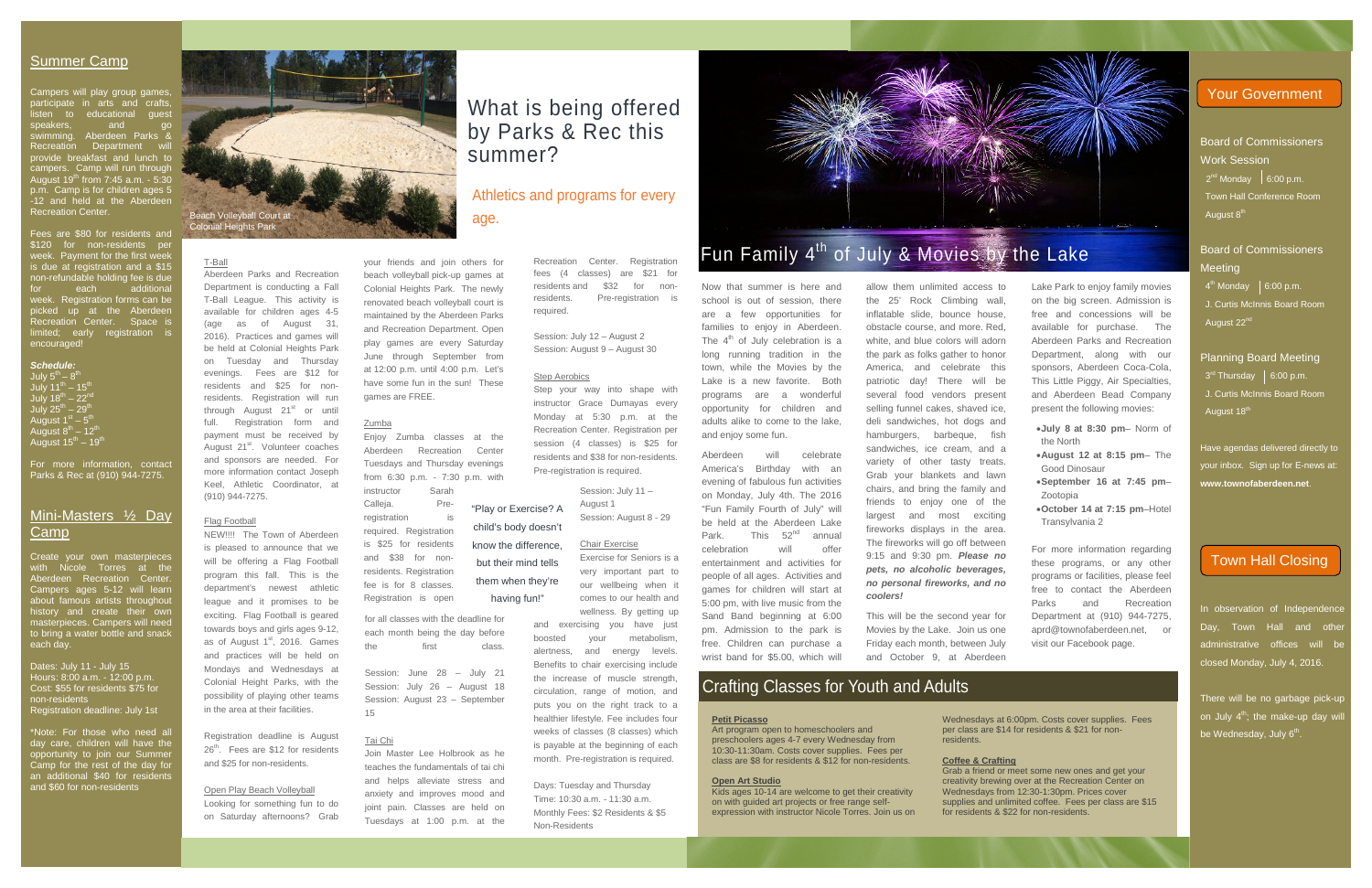## Summer Camp

Campers will play group games, participate in arts and crafts, listen to educational guest speakers, and go swimming. Aberdeen Parks & Recreation Department will provide breakfast and lunch to campers. Camp will run through August 19th from 7:45 a.m. - 5:30 p.m. Camp is for children ages 5 -12 and held at the Aberdeen Recreation Center.

Fees are $80 for residents and $120 for non-residents per week. Payment for the first week is due at registration and a $15 non-refundable holding fee is due for each additional week. Registration forms can be picked up at the Aberdeen Recreation Center. Space is limited; early registration is encouraged!

***Schedule:***
July 5th – 8th
July 11th – 15th
July 18th – 22nd
July 25th – 29th
August 1st – 5th
August 8th – 12th
August 15th – 19th

For more information, contact Parks & Rec at (910) 944-7275.

## Mini-Masters ½ Day Camp

Create your own masterpieces with Nicole Torres at the Aberdeen Recreation Center. Campers ages 5-12 will learn about famous artists throughout history and create their own masterpieces. Campers will need to bring a water bottle and snack each day.

Dates: July 11 - July 15
Hours: 8:00 a.m. - 12:00 p.m.
Cost: $55 for residents $75 for non-residents
Registration deadline: July 1st

*Note: For those who need all day care, children will have the opportunity to join our Summer Camp for the rest of the day for an additional $40 for residents and $60 for non-residents

Beach Volleyball Court at Colonial Heights Park

# What is being offered by Parks & Rec this summer?

Athletics and programs for every age.

### T-Ball

Aberdeen Parks and Recreation Department is conducting a Fall T-Ball League. This activity is available for children ages 4-5 (age as of August 31, 2016). Practices and games will be held at Colonial Heights Park on Tuesday and Thursday evenings. Fees are $12 for residents and $25 for non-residents. Registration will run through August 21st or until full. Registration form and payment must be received by August 21st. Volunteer coaches and sponsors are needed. For more information contact Joseph Keel, Athletic Coordinator, at (910) 944-7275.

### Flag Football

NEW!!!! The Town of Aberdeen is pleased to announce that we will be offering a Flag Football program this fall. This is the department's newest athletic league and it promises to be exciting. Flag Football is geared towards boys and girls ages 9-12, as of August 1st, 2016. Games and practices will be held on Mondays and Wednesdays at Colonial Height Parks, with the possibility of playing other teams in the area at their facilities.

Registration deadline is August 26th. Fees are $12 for residents and $25 for non-residents.

### Open Play Beach Volleyball

Looking for something fun to do on Saturday afternoons? Grab your friends and join others for beach volleyball pick-up games at Colonial Heights Park. The newly renovated beach volleyball court is maintained by the Aberdeen Parks and Recreation Department. Open play games are every Saturday June through September from at 12:00 p.m. until 4:00 p.m. Let's have some fun in the sun! These games are FREE.

### Zumba

Enjoy Zumba classes at the Aberdeen Recreation Center Tuesdays and Thursday evenings from 6:30 p.m. - 7:30 p.m. with instructor Sarah Calleja. Pre-registration is required. Registration is $25 for residents and $38 for non-residents. Registration fee is for 8 classes. Registration is open for all classes with the deadline for each month being the day before the first class.

Session: June 28 – July 21
Session: July 26 – August 18
Session: August 23 – September 15

### Tai Chi

Join Master Lee Holbrook as he teaches the fundamentals of tai chi and helps alleviate stress and anxiety and improves mood and joint pain. Classes are held on Tuesdays at 1:00 p.m. at the Recreation Center. Registration fees (4 classes) are $21 for residents and $32 for non-residents. Pre-registration is required.

Session: July 12 – August 2
Session: August 9 – August 30

### Step Aerobics

Step your way into shape with instructor Grace Dumayas every Monday at 5:30 p.m. at the Recreation Center. Registration per session (4 classes) is $25 for residents and $38 for non-residents. Pre-registration is required.

Session: July 11 – August 1
Session: August 8 - 29

"Play or Exercise? A child's body doesn't know the difference, but their mind tells them when they're having fun!"

### Chair Exercise

Exercise for Seniors is a very important part to our wellbeing when it comes to our health and wellness. By getting up and exercising you have just boosted your metabolism, alertness, and energy levels. Benefits to chair exercising include the increase of muscle strength, circulation, range of motion, and puts you on the right track to a healthier lifestyle. Fee includes four weeks of classes (8 classes) which is payable at the beginning of each month. Pre-registration is required.

Days: Tuesday and Thursday
Time: 10:30 a.m. - 11:30 a.m.
Monthly Fees: $2 Residents & $5 Non-Residents

# Fun Family 4th of July & Movies by the Lake

Now that summer is here and school is out of session, there are a few opportunities for families to enjoy in Aberdeen. The 4th of July celebration is a long running tradition in the town, while the Movies by the Lake is a new favorite. Both programs are a wonderful opportunity for children and adults alike to come to the lake, and enjoy some fun.

Aberdeen will celebrate America's Birthday with an evening of fabulous fun activities on Monday, July 4th. The 2016 "Fun Family Fourth of July" will be held at the Aberdeen Lake Park. This 52nd annual celebration will offer entertainment and activities for people of all ages. Activities and games for children will start at 5:00 pm, with live music from the Sand Band beginning at 6:00 pm. Admission to the park is free. Children can purchase a wrist band for $5.00, which will allow them unlimited access to the 25' Rock Climbing wall, inflatable slide, bounce house, obstacle course, and more. Red, white, and blue colors will adorn the park as folks gather to honor America, and celebrate this patriotic day! There will be several food vendors present selling funnel cakes, shaved ice, deli sandwiches, hot dogs and hamburgers, barbeque, fish sandwiches, ice cream, and a variety of other tasty treats. Grab your blankets and lawn chairs, and bring the family and friends to enjoy one of the largest and most exciting fireworks displays in the area. The fireworks will go off between 9:15 and 9:30 pm. ***Please no pets, no alcoholic beverages, no personal fireworks, and no coolers!***

This will be the second year for Movies by the Lake. Join us one Friday each month, between July and October 9, at Aberdeen Lake Park to enjoy family movies on the big screen. Admission is free and concessions will be available for purchase. The Aberdeen Parks and Recreation Department, along with our sponsors, Aberdeen Coca-Cola, This Little Piggy, Air Specialties, and Aberdeen Bead Company present the following movies:

- **July 8 at 8:30 pm**– Norm of the North
- **August 12 at 8:15 pm**– The Good Dinosaur
- **September 16 at 7:45 pm**– Zootopia
- **October 14 at 7:15 pm**–Hotel Transylvania 2

For more information regarding these programs, or any other programs or facilities, please feel free to contact the Aberdeen Parks and Recreation Department at (910) 944-7275, aprd@townofaberdeen.net, or visit our Facebook page.

## Crafting Classes for Youth and Adults

### Petit Picasso

Art program open to homeschoolers and preschoolers ages 4-7 every Wednesday from 10:30-11:30am. Costs cover supplies. Fees per class are $8 for residents & $12 for non-residents.

### Open Art Studio

Kids ages 10-14 are welcome to get their creativity on with guided art projects or free range self-expression with instructor Nicole Torres. Join us on Wednesdays at 6:00pm. Costs cover supplies. Fees per class are $14 for residents & $21 for non-residents.

### Coffee & Crafting

Grab a friend or meet some new ones and get your creativity brewing over at the Recreation Center on Wednesdays from 12:30-1:30pm. Prices cover supplies and unlimited coffee. Fees per class are $15 for residents & $22 for non-residents.

## Your Government

**Board of Commissioners Work Session**
2nd Monday | 6:00 p.m.
Town Hall Conference Room
August 8th

**Board of Commissioners Meeting**
4th Monday | 6:00 p.m.
J. Curtis McInnis Board Room
August 22nd

**Planning Board Meeting**
3rd Thursday | 6:00 p.m.
J. Curtis McInnis Board Room
August 18th

Have agendas delivered directly to your inbox. Sign up for E-news at: **www.townofaberdeen.net**.

## Town Hall Closing

In observation of Independence Day, Town Hall and other administrative offices will be closed Monday, July 4, 2016.

There will be no garbage pick-up on July 4th; the make-up day will be Wednesday, July 6th.